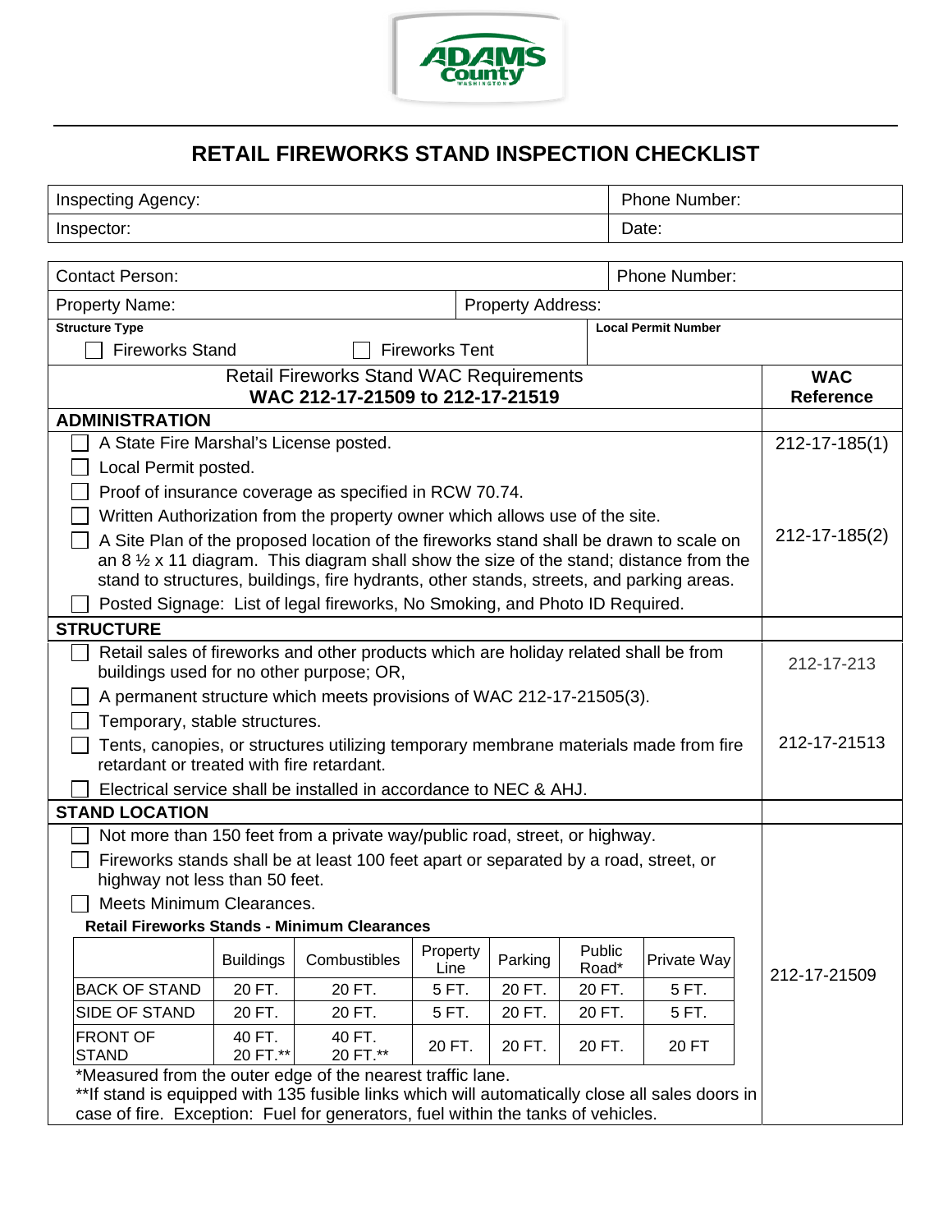# RETAIL FIREWORKS STAND INSPECTION CHECKLIST

| Inspecting Agency: | Phone Number: |
|---|---|
| Inspector: | Date: |

| Contact Person: | | Phone Number: |
|---|---|---|
| Property Name: | Property Address: | |

**Structure Type**

☐ Fireworks Stand ☐ Fireworks Tent

**Local Permit Number**

| Retail Fireworks Stand WAC Requirements **WAC 212-17-21509 to 212-17-21519** | **WAC Reference** |
|---|---|
| **ADMINISTRATION** | |
| ☐ A State Fire Marshal's License posted. | 212-17-185(1) |
| ☐ Local Permit posted. | |
| ☐ Proof of insurance coverage as specified in RCW 70.74. | |
| ☐ Written Authorization from the property owner which allows use of the site. | |
| ☐ A Site Plan of the proposed location of the fireworks stand shall be drawn to scale on an 8 ½ x 11 diagram. This diagram shall show the size of the stand; distance from the stand to structures, buildings, fire hydrants, other stands, streets, and parking areas. | 212-17-185(2) |
| ☐ Posted Signage: List of legal fireworks, No Smoking, and Photo ID Required. | |
| **STRUCTURE** | |
| ☐ Retail sales of fireworks and other products which are holiday related shall be from buildings used for no other purpose; OR, | 212-17-213 |
| ☐ A permanent structure which meets provisions of WAC 212-17-21505(3). | |
| ☐ Temporary, stable structures. | |
| ☐ Tents, canopies, or structures utilizing temporary membrane materials made from fire retardant or treated with fire retardant. | 212-17-21513 |
| ☐ Electrical service shall be installed in accordance to NEC & AHJ. | |
| **STAND LOCATION** | |
| ☐ Not more than 150 feet from a private way/public road, street, or highway. | 212-17-21509 |
| ☐ Fireworks stands shall be at least 100 feet apart or separated by a road, street, or highway not less than 50 feet. | |
| ☐ Meets Minimum Clearances. | |

**Retail Fireworks Stands - Minimum Clearances**

| | Buildings | Combustibles | Property Line | Parking | Public Road* | Private Way |
|---|---|---|---|---|---|---|
| BACK OF STAND | 20 FT. | 20 FT. | 5 FT. | 20 FT. | 20 FT. | 5 FT. |
| SIDE OF STAND | 20 FT. | 20 FT. | 5 FT. | 20 FT. | 20 FT. | 5 FT. |
| FRONT OF STAND | 40 FT. 20 FT.** | 40 FT. 20 FT.** | 20 FT. | 20 FT. | 20 FT. | 20 FT |

*Measured from the outer edge of the nearest traffic lane.

**If stand is equipped with 135 fusible links which will automatically close all sales doors in case of fire. Exception: Fuel for generators, fuel within the tanks of vehicles.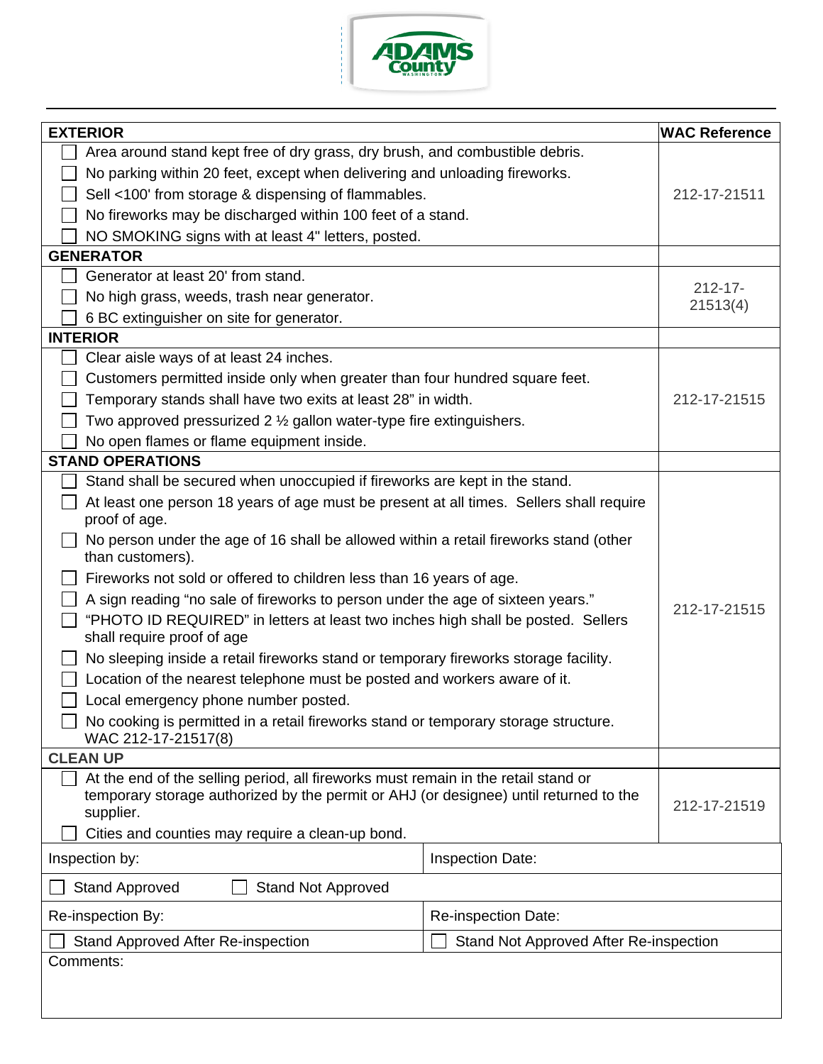| EXTERIOR | WAC Reference |
|---|---|
| ☐ Area around stand kept free of dry grass, dry brush, and combustible debris.<br>☐ No parking within 20 feet, except when delivering and unloading fireworks.<br>☐ Sell <100' from storage & dispensing of flammables.<br>☐ No fireworks may be discharged within 100 feet of a stand.<br>☐ NO SMOKING signs with at least 4" letters, posted. | 212-17-21511 |
| **GENERATOR** | |
| ☐ Generator at least 20' from stand.<br>☐ No high grass, weeds, trash near generator.<br>☐ 6 BC extinguisher on site for generator. | 212-17-21513(4) |
| **INTERIOR** | |
| ☐ Clear aisle ways of at least 24 inches.<br>☐ Customers permitted inside only when greater than four hundred square feet.<br>☐ Temporary stands shall have two exits at least 28" in width.<br>☐ Two approved pressurized 2 ½ gallon water-type fire extinguishers.<br>☐ No open flames or flame equipment inside. | 212-17-21515 |
| **STAND OPERATIONS** | |
| ☐ Stand shall be secured when unoccupied if fireworks are kept in the stand.<br>☐ At least one person 18 years of age must be present at all times. Sellers shall require proof of age.<br>☐ No person under the age of 16 shall be allowed within a retail fireworks stand (other than customers).<br>☐ Fireworks not sold or offered to children less than 16 years of age.<br>☐ A sign reading "no sale of fireworks to person under the age of sixteen years."<br>☐ "PHOTO ID REQUIRED" in letters at least two inches high shall be posted. Sellers shall require proof of age<br>☐ No sleeping inside a retail fireworks stand or temporary fireworks storage facility.<br>☐ Location of the nearest telephone must be posted and workers aware of it.<br>☐ Local emergency phone number posted.<br>☐ No cooking is permitted in a retail fireworks stand or temporary storage structure. WAC 212-17-21517(8) | 212-17-21515 |
| **CLEAN UP** | |
| ☐ At the end of the selling period, all fireworks must remain in the retail stand or temporary storage authorized by the permit or AHJ (or designee) until returned to the supplier.<br>☐ Cities and counties may require a clean-up bond. | 212-17-21519 |

| | |
|---|---|
| Inspection by: | Inspection Date: |
| ☐ Stand Approved ☐ Stand Not Approved | |
| Re-inspection By: | Re-inspection Date: |
| ☐ Stand Approved After Re-inspection | ☐ Stand Not Approved After Re-inspection |
| Comments: | |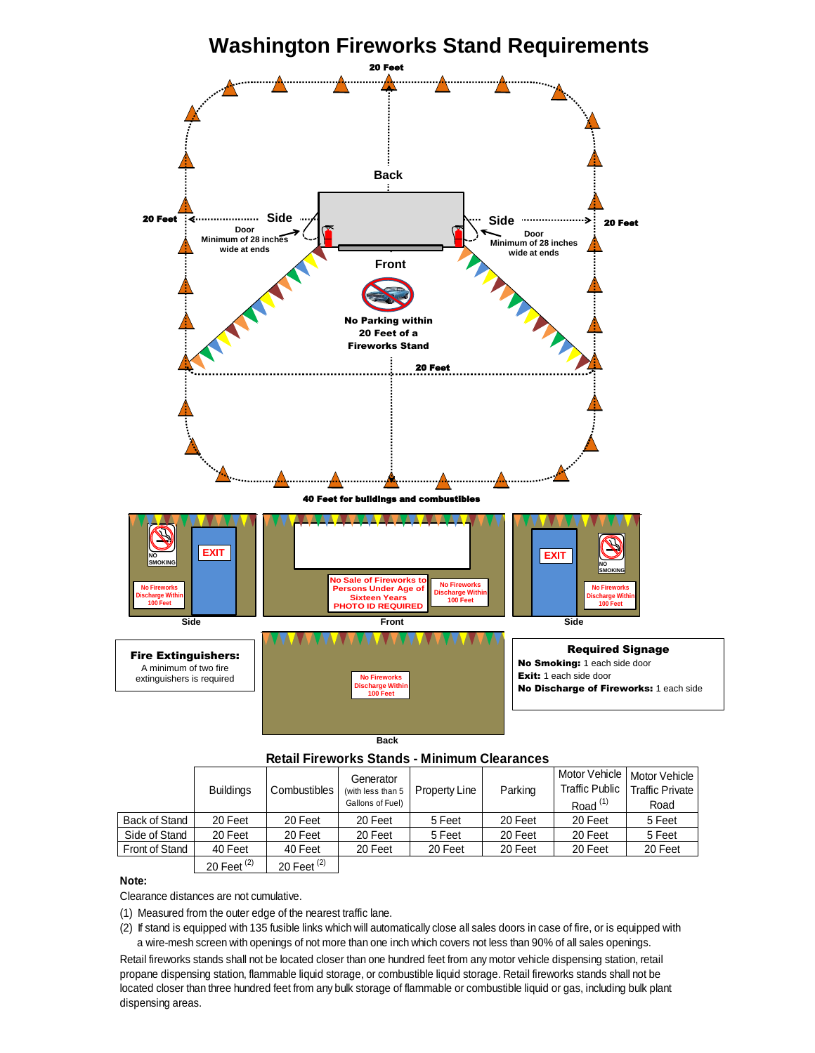# Washington Fireworks Stand Requirements

20 Feet

Back

20 Feet ← Side

Door
Minimum of 28 inches wide at ends

Side → 20 Feet

Door
Minimum of 28 inches wide at ends

Front

No Parking within 20 Feet of a Fireworks Stand

20 Feet

40 Feet for buildings and combustibles

NO SMOKING

EXIT

No Fireworks Discharge Within 100 Feet

Side

No Sale of Fireworks to Persons Under Age of Sixteen Years PHOTO ID REQUIRED

No Fireworks Discharge Within 100 Feet

Front

EXIT

NO SMOKING

No Fireworks Discharge Within 100 Feet

Side

**Fire Extinguishers:**
A minimum of two fire extinguishers is required

No Fireworks Discharge Within 100 Feet

Back

**Required Signage**
**No Smoking:** 1 each side door
**Exit:** 1 each side door
**No Discharge of Fireworks:** 1 each side

## Retail Fireworks Stands - Minimum Clearances

| | Buildings | Combustibles | Generator (with less than 5 Gallons of Fuel) | Property Line | Parking | Motor Vehicle Traffic Public Road (1) | Motor Vehicle Traffic Private Road |
|---|---|---|---|---|---|---|---|
| Back of Stand | 20 Feet | 20 Feet | 20 Feet | 5 Feet | 20 Feet | 20 Feet | 5 Feet |
| Side of Stand | 20 Feet | 20 Feet | 20 Feet | 5 Feet | 20 Feet | 20 Feet | 5 Feet |
| Front of Stand | 40 Feet | 40 Feet | 20 Feet | 20 Feet | 20 Feet | 20 Feet | 20 Feet |
| | 20 Feet (2) | 20 Feet (2) | | | | | |

**Note:**

Clearance distances are not cumulative.

(1) Measured from the outer edge of the nearest traffic lane.

(2) If stand is equipped with 135 fusible links which will automatically close all sales doors in case of fire, or is equipped with a wire-mesh screen with openings of not more than one inch which covers not less than 90% of all sales openings.

Retail fireworks stands shall not be located closer than one hundred feet from any motor vehicle dispensing station, retail propane dispensing station, flammable liquid storage, or combustible liquid storage. Retail fireworks stands shall not be located closer than three hundred feet from any bulk storage of flammable or combustible liquid or gas, including bulk plant dispensing areas.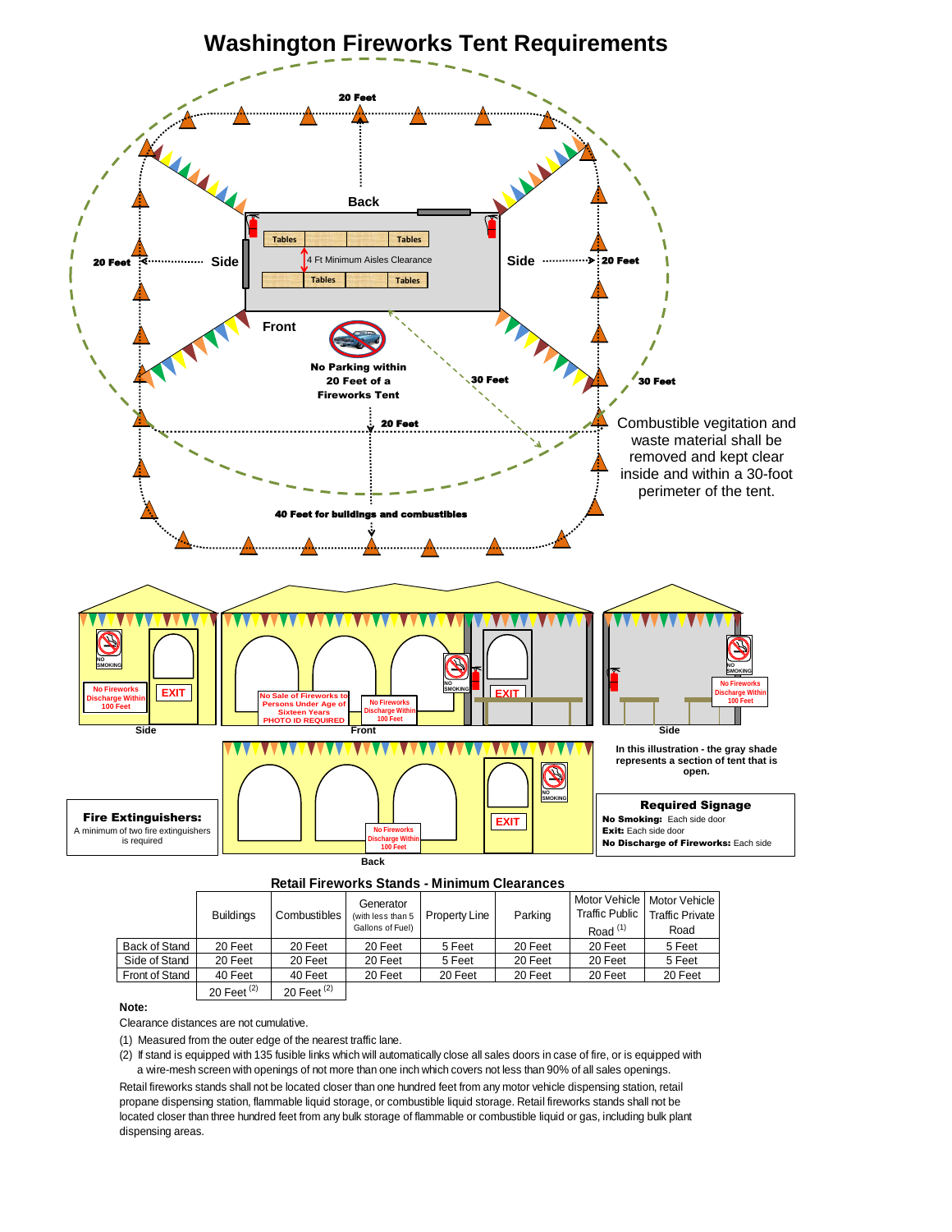# Washington Fireworks Tent Requirements

20 Feet

Back

Tables

Tables

4 Ft Minimum Aisles Clearance

Tables

Tables

20 Feet

Side

Side

20 Feet

Front

No Parking within 20 Feet of a Fireworks Tent

30 Feet

30 Feet

20 Feet

Combustible vegetation and waste material shall be removed and kept clear inside and within a 30-foot perimeter of the tent.

40 Feet for buildings and combustibles

NO SMOKING

No Fireworks Discharge Within 100 Feet

EXIT

Side

No Sale of Fireworks to Persons Under Age of Sixteen Years PHOTO ID REQUIRED

No Fireworks Discharge Within 100 Feet

NO SMOKING

EXIT

Front

NO SMOKING

No Fireworks Discharge Within 100 Feet

Side

In this illustration - the gray shade represents a section of tent that is open.

No Fireworks Discharge Within 100 Feet

EXIT

NO SMOKING

Back

**Fire Extinguishers:**
A minimum of two fire extinguishers is required

**Required Signage**
**No Smoking:** Each side door
**Exit:** Each side door
**No Discharge of Fireworks:** Each side

## Retail Fireworks Stands - Minimum Clearances

| | Buildings | Combustibles | Generator (with less than 5 Gallons of Fuel) | Property Line | Parking | Motor Vehicle Traffic Public Road (1) | Motor Vehicle Traffic Private Road |
|---|---|---|---|---|---|---|---|
| Back of Stand | 20 Feet | 20 Feet | 20 Feet | 5 Feet | 20 Feet | 20 Feet | 5 Feet |
| Side of Stand | 20 Feet | 20 Feet | 20 Feet | 5 Feet | 20 Feet | 20 Feet | 5 Feet |
| Front of Stand | 40 Feet | 40 Feet | 20 Feet | 20 Feet | 20 Feet | 20 Feet | 20 Feet |
| | 20 Feet (2) | 20 Feet (2) | | | | | |

**Note:**

Clearance distances are not cumulative.

(1) Measured from the outer edge of the nearest traffic lane.

(2) If stand is equipped with 135 fusible links which will automatically close all sales doors in case of fire, or is equipped with a wire-mesh screen with openings of not more than one inch which covers not less than 90% of all sales openings.

Retail fireworks stands shall not be located closer than one hundred feet from any motor vehicle dispensing station, retail propane dispensing station, flammable liquid storage, or combustible liquid storage. Retail fireworks stands shall not be located closer than three hundred feet from any bulk storage of flammable or combustible liquid or gas, including bulk plant dispensing areas.